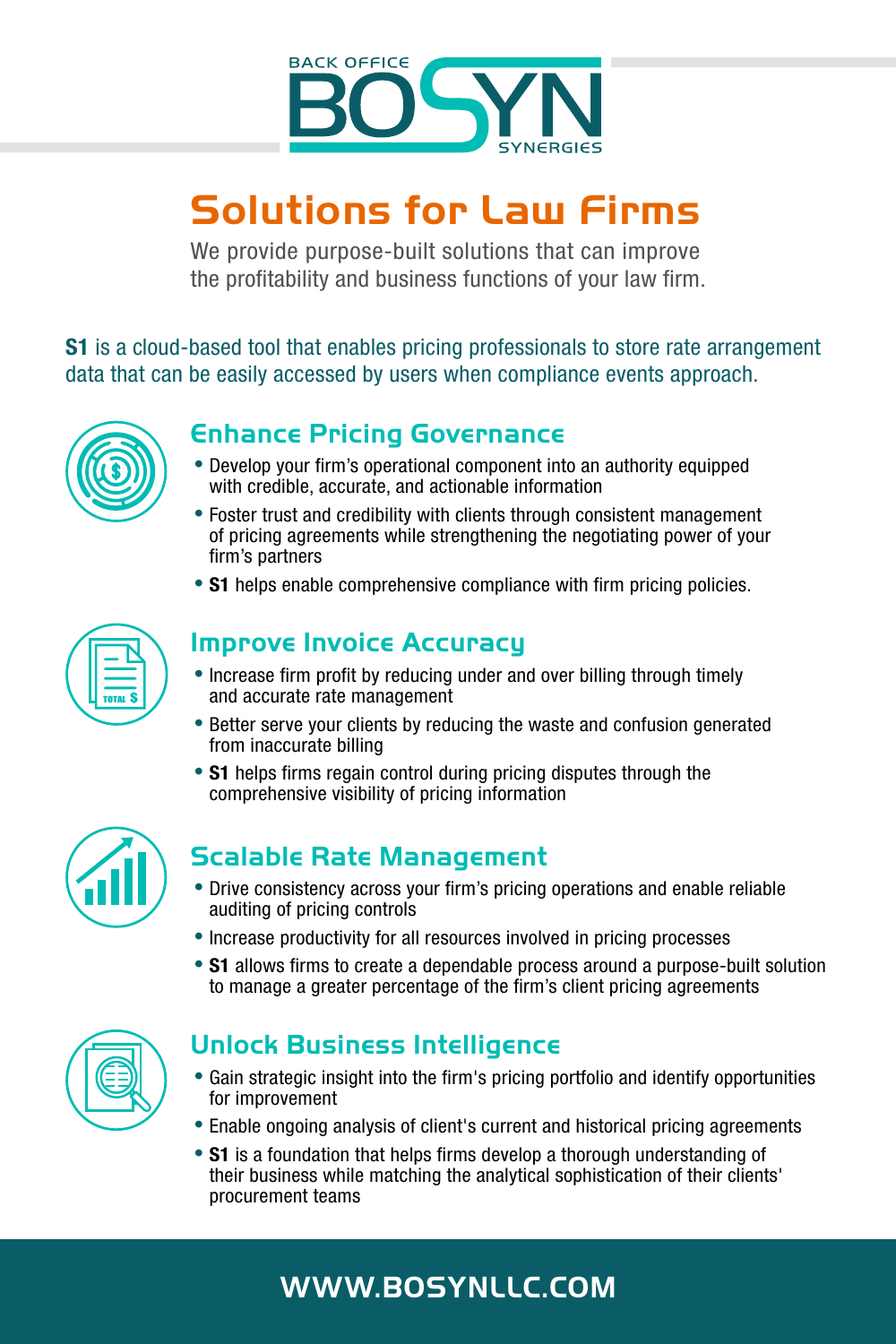BACK OFFICE **BOSYN** SYNERGIES

# Solutions for Law Firms

We provide purpose-built solutions that can improve the profitability and business functions of your law firm.

**S1** is a cloud-based tool that enables pricing professionals to store rate arrangement data that can be easily accessed by users when compliance events approach.

## Enhance Pricing Governance

- Develop your firm's operational component into an authority equipped with credible, accurate, and actionable information
- Foster trust and credibility with clients through consistent management of pricing agreements while strengthening the negotiating power of your firm's partners
- **S1** helps enable comprehensive compliance with firm pricing policies.

## Improve Invoice Accuracy

- Increase firm profit by reducing under and over billing through timely and accurate rate management
- Better serve your clients by reducing the waste and confusion generated from inaccurate billing
- **S1** helps firms regain control during pricing disputes through the comprehensive visibility of pricing information

## Scalable Rate Management

- Drive consistency across your firm's pricing operations and enable reliable auditing of pricing controls
- Increase productivity for all resources involved in pricing processes
- **S1** allows firms to create a dependable process around a purpose-built solution to manage a greater percentage of the firm's client pricing agreements

## Unlock Business Intelligence

- Gain strategic insight into the firm's pricing portfolio and identify opportunities for improvement
- Enable ongoing analysis of client's current and historical pricing agreements
- **S1** is a foundation that helps firms develop a thorough understanding of their business while matching the analytical sophistication of their clients' procurement teams

**WWW.BOSYNLLC.COM**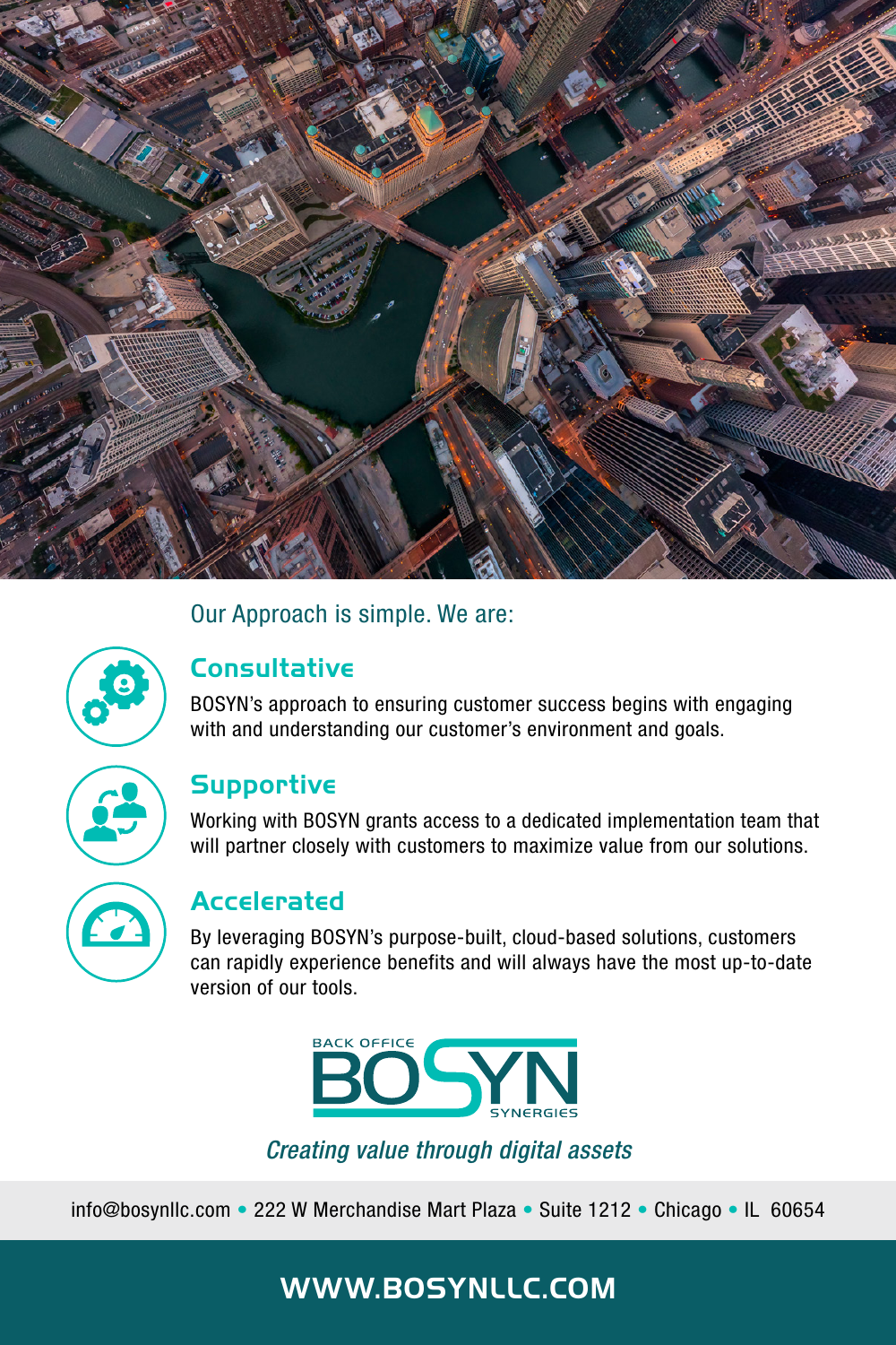Our Approach is simple. We are:

## Consultative

BOSYN's approach to ensuring customer success begins with engaging with and understanding our customer's environment and goals.

## Supportive

Working with BOSYN grants access to a dedicated implementation team that will partner closely with customers to maximize value from our solutions.

## Accelerated

By leveraging BOSYN's purpose-built, cloud-based solutions, customers can rapidly experience benefits and will always have the most up-to-date version of our tools.

BACK OFFICE BOSYN SYNERGIES

*Creating value through digital assets*

info@bosynllc.com • 222 W Merchandise Mart Plaza • Suite 1212 • Chicago • IL 60654

**WWW.BOSYNLLC.COM**